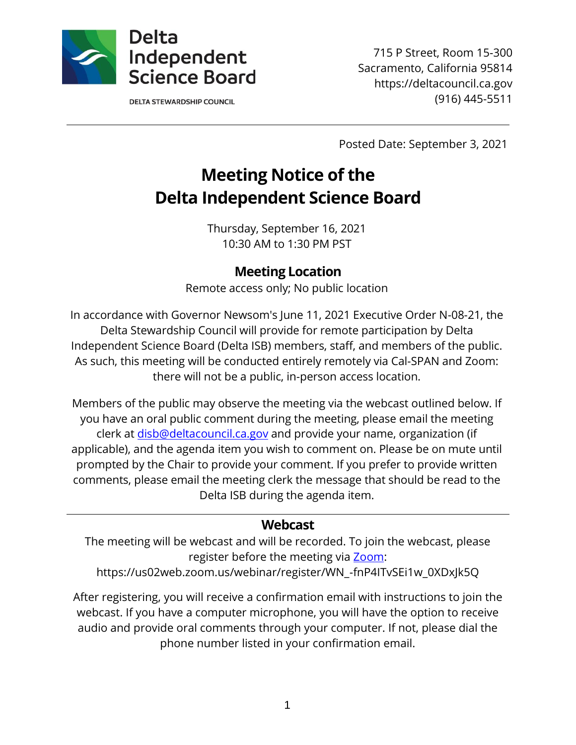Delta Independent Science Board

DELTA STEWARDSHIP COUNCIL

715 P Street, Room 15-300
Sacramento, California 95814
https://deltacouncil.ca.gov
(916) 445-5511

Posted Date: September 3, 2021

# Meeting Notice of the Delta Independent Science Board

Thursday, September 16, 2021
10:30 AM to 1:30 PM PST

## Meeting Location

Remote access only; No public location

In accordance with Governor Newsom's June 11, 2021 Executive Order N-08-21, the Delta Stewardship Council will provide for remote participation by Delta Independent Science Board (Delta ISB) members, staff, and members of the public. As such, this meeting will be conducted entirely remotely via Cal-SPAN and Zoom: there will not be a public, in-person access location.

Members of the public may observe the meeting via the webcast outlined below. If you have an oral public comment during the meeting, please email the meeting clerk at disb@deltacouncil.ca.gov and provide your name, organization (if applicable), and the agenda item you wish to comment on. Please be on mute until prompted by the Chair to provide your comment. If you prefer to provide written comments, please email the meeting clerk the message that should be read to the Delta ISB during the agenda item.

---

## Webcast

The meeting will be webcast and will be recorded. To join the webcast, please register before the meeting via Zoom:
https://us02web.zoom.us/webinar/register/WN_-fnP4ITvSEi1w_0XDxJk5Q

After registering, you will receive a confirmation email with instructions to join the webcast. If you have a computer microphone, you will have the option to receive audio and provide oral comments through your computer. If not, please dial the phone number listed in your confirmation email.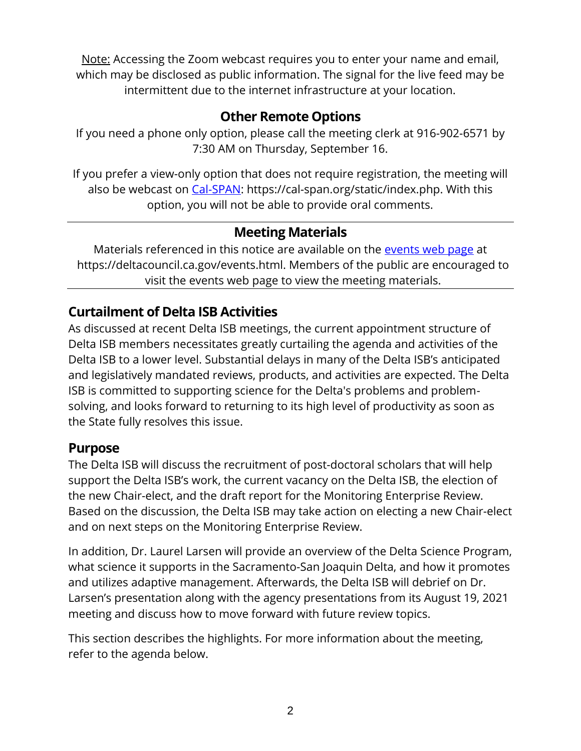Note: Accessing the Zoom webcast requires you to enter your name and email, which may be disclosed as public information. The signal for the live feed may be intermittent due to the internet infrastructure at your location.

### Other Remote Options

If you need a phone only option, please call the meeting clerk at 916-902-6571 by 7:30 AM on Thursday, September 16.

If you prefer a view-only option that does not require registration, the meeting will also be webcast on [Cal-SPAN](https://cal-span.org/static/index.php): https://cal-span.org/static/index.php. With this option, you will not be able to provide oral comments.

---

### Meeting Materials

Materials referenced in this notice are available on the [events web page](https://deltacouncil.ca.gov/events.html) at https://deltacouncil.ca.gov/events.html. Members of the public are encouraged to visit the events web page to view the meeting materials.

---

## Curtailment of Delta ISB Activities

As discussed at recent Delta ISB meetings, the current appointment structure of Delta ISB members necessitates greatly curtailing the agenda and activities of the Delta ISB to a lower level. Substantial delays in many of the Delta ISB's anticipated and legislatively mandated reviews, products, and activities are expected. The Delta ISB is committed to supporting science for the Delta's problems and problem-solving, and looks forward to returning to its high level of productivity as soon as the State fully resolves this issue.

## Purpose

The Delta ISB will discuss the recruitment of post-doctoral scholars that will help support the Delta ISB's work, the current vacancy on the Delta ISB, the election of the new Chair-elect, and the draft report for the Monitoring Enterprise Review. Based on the discussion, the Delta ISB may take action on electing a new Chair-elect and on next steps on the Monitoring Enterprise Review.

In addition, Dr. Laurel Larsen will provide an overview of the Delta Science Program, what science it supports in the Sacramento-San Joaquin Delta, and how it promotes and utilizes adaptive management. Afterwards, the Delta ISB will debrief on Dr. Larsen's presentation along with the agency presentations from its August 19, 2021 meeting and discuss how to move forward with future review topics.

This section describes the highlights. For more information about the meeting, refer to the agenda below.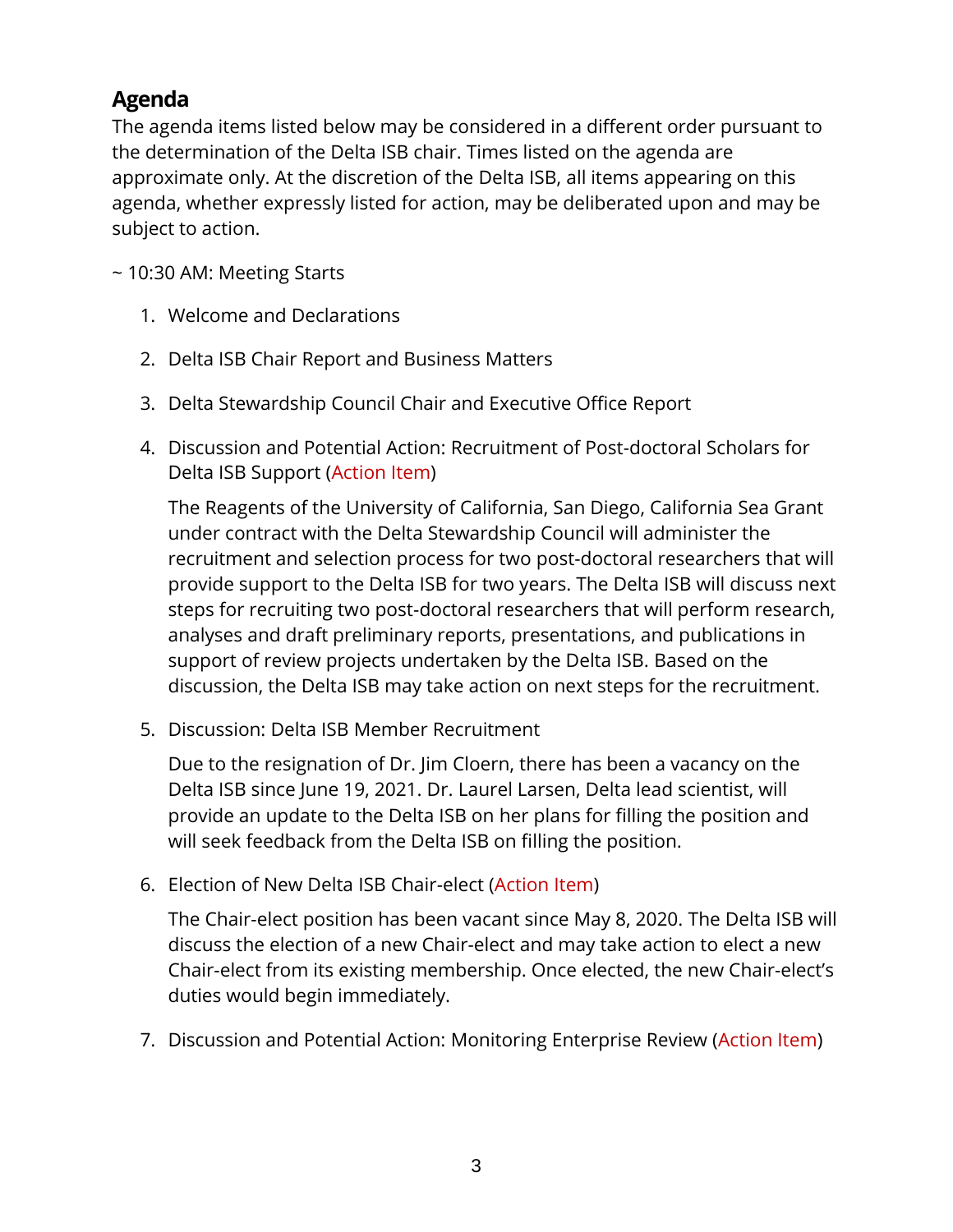## Agenda

The agenda items listed below may be considered in a different order pursuant to the determination of the Delta ISB chair. Times listed on the agenda are approximate only. At the discretion of the Delta ISB, all items appearing on this agenda, whether expressly listed for action, may be deliberated upon and may be subject to action.

~ 10:30 AM: Meeting Starts

1. Welcome and Declarations

2. Delta ISB Chair Report and Business Matters

3. Delta Stewardship Council Chair and Executive Office Report

4. Discussion and Potential Action: Recruitment of Post-doctoral Scholars for Delta ISB Support (Action Item)

   The Reagents of the University of California, San Diego, California Sea Grant under contract with the Delta Stewardship Council will administer the recruitment and selection process for two post-doctoral researchers that will provide support to the Delta ISB for two years. The Delta ISB will discuss next steps for recruiting two post-doctoral researchers that will perform research, analyses and draft preliminary reports, presentations, and publications in support of review projects undertaken by the Delta ISB. Based on the discussion, the Delta ISB may take action on next steps for the recruitment.

5. Discussion: Delta ISB Member Recruitment

   Due to the resignation of Dr. Jim Cloern, there has been a vacancy on the Delta ISB since June 19, 2021. Dr. Laurel Larsen, Delta lead scientist, will provide an update to the Delta ISB on her plans for filling the position and will seek feedback from the Delta ISB on filling the position.

6. Election of New Delta ISB Chair-elect (Action Item)

   The Chair-elect position has been vacant since May 8, 2020. The Delta ISB will discuss the election of a new Chair-elect and may take action to elect a new Chair-elect from its existing membership. Once elected, the new Chair-elect's duties would begin immediately.

7. Discussion and Potential Action: Monitoring Enterprise Review (Action Item)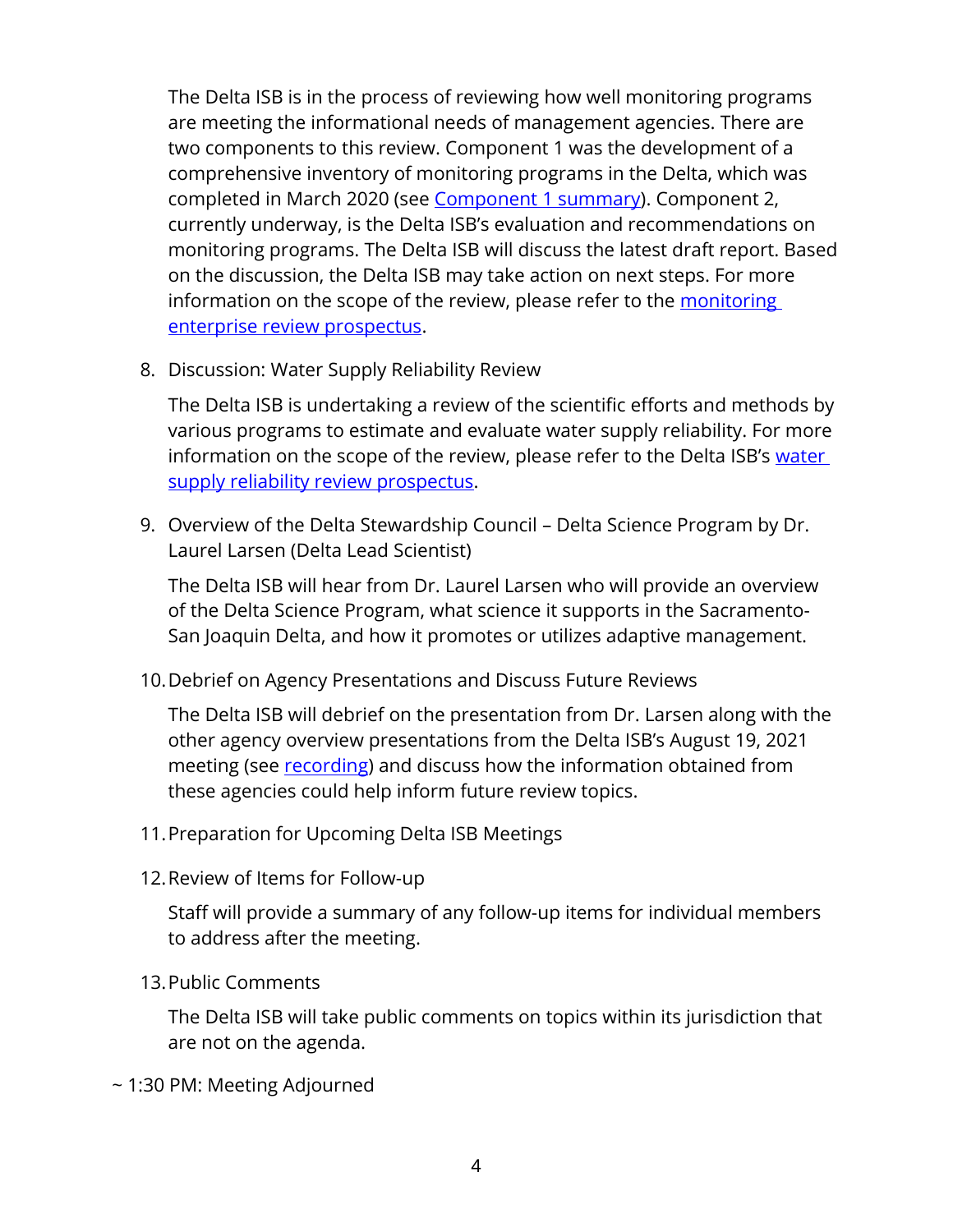The Delta ISB is in the process of reviewing how well monitoring programs are meeting the informational needs of management agencies. There are two components to this review. Component 1 was the development of a comprehensive inventory of monitoring programs in the Delta, which was completed in March 2020 (see Component 1 summary). Component 2, currently underway, is the Delta ISB's evaluation and recommendations on monitoring programs. The Delta ISB will discuss the latest draft report. Based on the discussion, the Delta ISB may take action on next steps. For more information on the scope of the review, please refer to the monitoring enterprise review prospectus.

8. Discussion: Water Supply Reliability Review

   The Delta ISB is undertaking a review of the scientific efforts and methods by various programs to estimate and evaluate water supply reliability. For more information on the scope of the review, please refer to the Delta ISB's water supply reliability review prospectus.

9. Overview of the Delta Stewardship Council – Delta Science Program by Dr. Laurel Larsen (Delta Lead Scientist)

   The Delta ISB will hear from Dr. Laurel Larsen who will provide an overview of the Delta Science Program, what science it supports in the Sacramento-San Joaquin Delta, and how it promotes or utilizes adaptive management.

10. Debrief on Agency Presentations and Discuss Future Reviews

    The Delta ISB will debrief on the presentation from Dr. Larsen along with the other agency overview presentations from the Delta ISB's August 19, 2021 meeting (see recording) and discuss how the information obtained from these agencies could help inform future review topics.

11. Preparation for Upcoming Delta ISB Meetings

12. Review of Items for Follow-up

    Staff will provide a summary of any follow-up items for individual members to address after the meeting.

13. Public Comments

    The Delta ISB will take public comments on topics within its jurisdiction that are not on the agenda.

~ 1:30 PM: Meeting Adjourned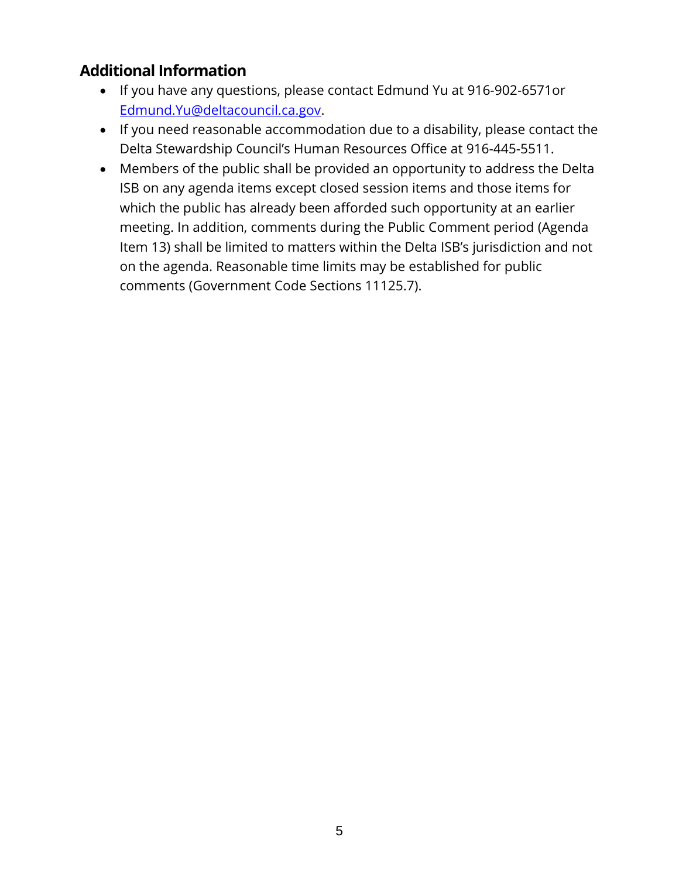## Additional Information

- If you have any questions, please contact Edmund Yu at 916-902-6571or [Edmund.Yu@deltacouncil.ca.gov](mailto:Edmund.Yu@deltacouncil.ca.gov).
- If you need reasonable accommodation due to a disability, please contact the Delta Stewardship Council's Human Resources Office at 916-445-5511.
- Members of the public shall be provided an opportunity to address the Delta ISB on any agenda items except closed session items and those items for which the public has already been afforded such opportunity at an earlier meeting. In addition, comments during the Public Comment period (Agenda Item 13) shall be limited to matters within the Delta ISB's jurisdiction and not on the agenda. Reasonable time limits may be established for public comments (Government Code Sections 11125.7).